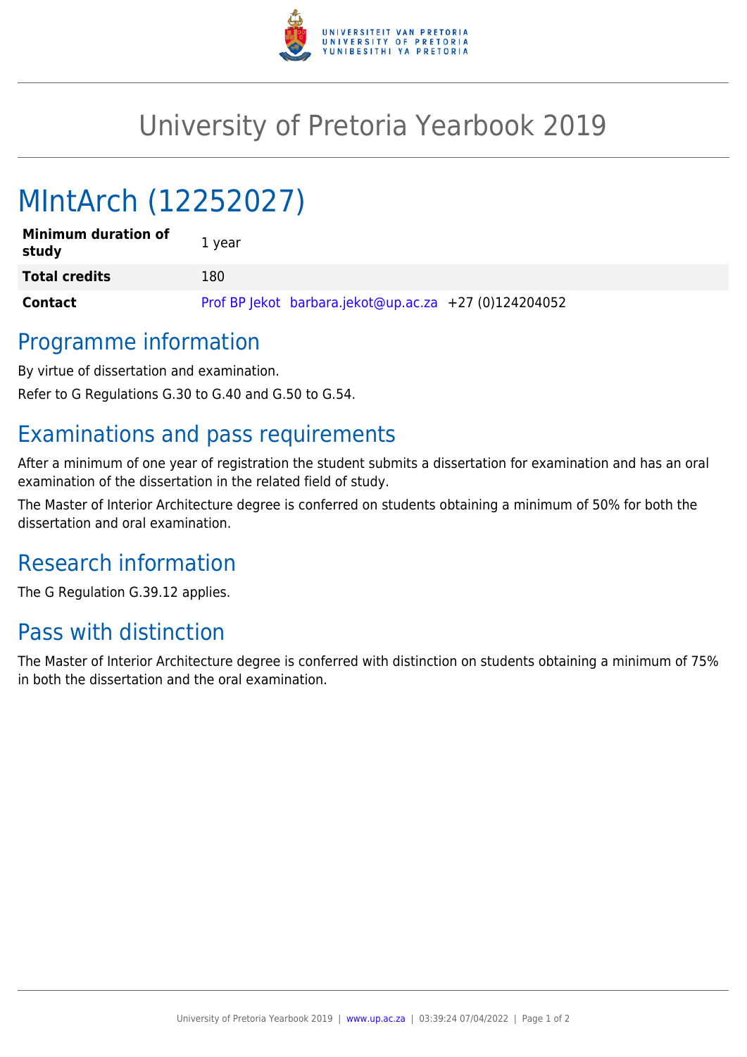# University of Pretoria Yearbook 2019

# MIntArch (12252027)

| | |
|---|---|
| **Minimum duration of study** | 1 year |
| **Total credits** | 180 |
| **Contact** | Prof BP Jekot barbara.jekot@up.ac.za +27 (0)124204052 |

## Programme information

By virtue of dissertation and examination.

Refer to G Regulations G.30 to G.40 and G.50 to G.54.

## Examinations and pass requirements

After a minimum of one year of registration the student submits a dissertation for examination and has an oral examination of the dissertation in the related field of study.

The Master of Interior Architecture degree is conferred on students obtaining a minimum of 50% for both the dissertation and oral examination.

## Research information

The G Regulation G.39.12 applies.

## Pass with distinction

The Master of Interior Architecture degree is conferred with distinction on students obtaining a minimum of 75% in both the dissertation and the oral examination.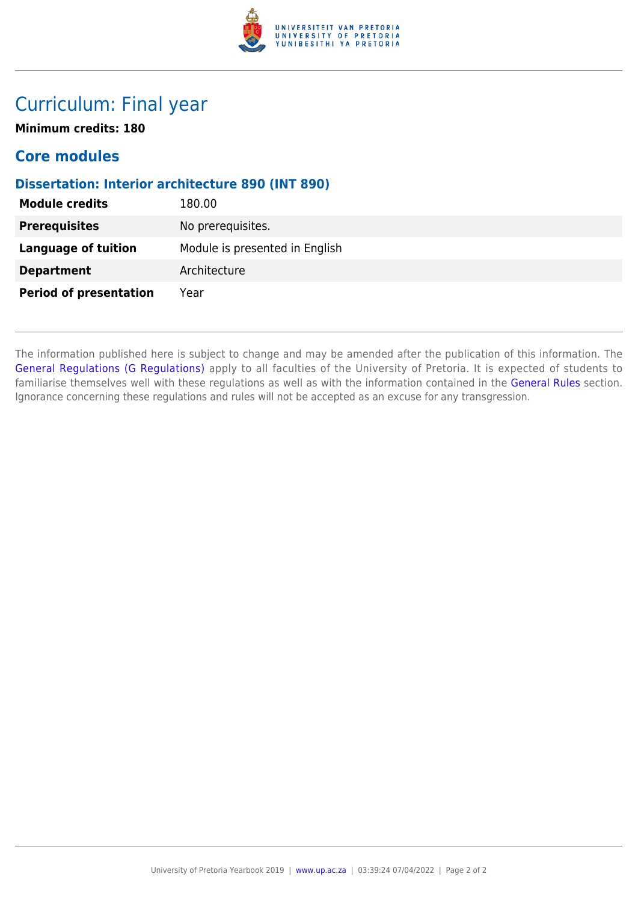# Curriculum: Final year

**Minimum credits: 180**

## Core modules

### Dissertation: Interior architecture 890 (INT 890)

| | |
|---|---|
| **Module credits** | 180.00 |
| **Prerequisites** | No prerequisites. |
| **Language of tuition** | Module is presented in English |
| **Department** | Architecture |
| **Period of presentation** | Year |

The information published here is subject to change and may be amended after the publication of this information. The General Regulations (G Regulations) apply to all faculties of the University of Pretoria. It is expected of students to familiarise themselves well with these regulations as well as with the information contained in the General Rules section. Ignorance concerning these regulations and rules will not be accepted as an excuse for any transgression.